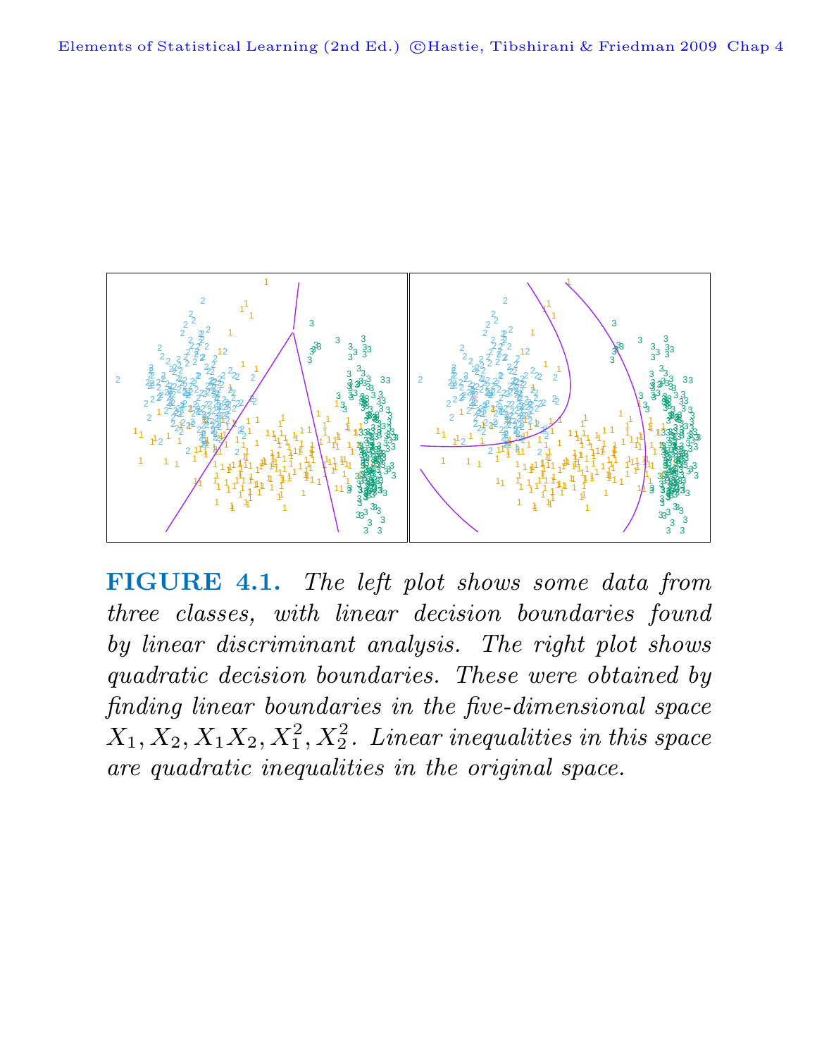**FIGURE 4.1.** *The left plot shows some data from three classes, with linear decision boundaries found by linear discriminant analysis. The right plot shows quadratic decision boundaries. These were obtained by finding linear boundaries in the five-dimensional space $X_1, X_2, X_1X_2, X_1^2, X_2^2$. Linear inequalities in this space are quadratic inequalities in the original space.*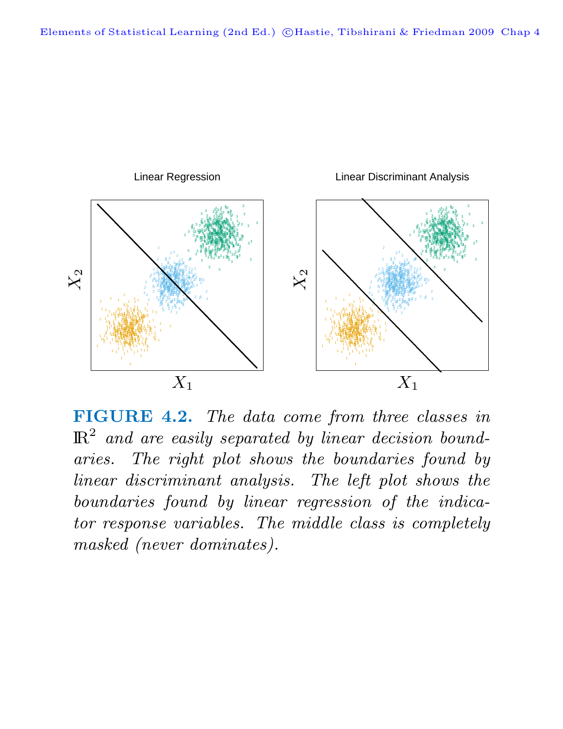**FIGURE 4.2.** *The data come from three classes in* $\mathbb{R}^2$ *and are easily separated by linear decision boundaries. The right plot shows the boundaries found by linear discriminant analysis. The left plot shows the boundaries found by linear regression of the indicator response variables. The middle class is completely masked (never dominates).*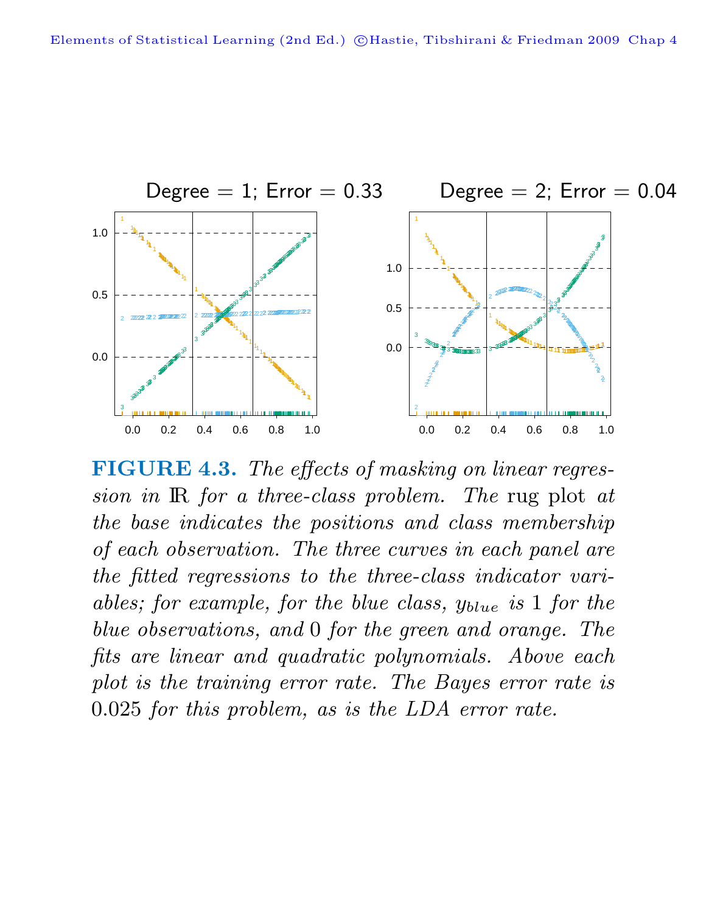Degree = 1; Error = 0.33

Degree = 2; Error = 0.04

**FIGURE 4.3.** *The effects of masking on linear regression in* $\mathbb{R}$ *for a three-class problem. The* rug plot *at the base indicates the positions and class membership of each observation. The three curves in each panel are the fitted regressions to the three-class indicator variables; for example, for the blue class,* $y_{blue}$ *is* 1 *for the blue observations, and* 0 *for the green and orange. The fits are linear and quadratic polynomials. Above each plot is the training error rate. The Bayes error rate is* 0.025 *for this problem, as is the LDA error rate.*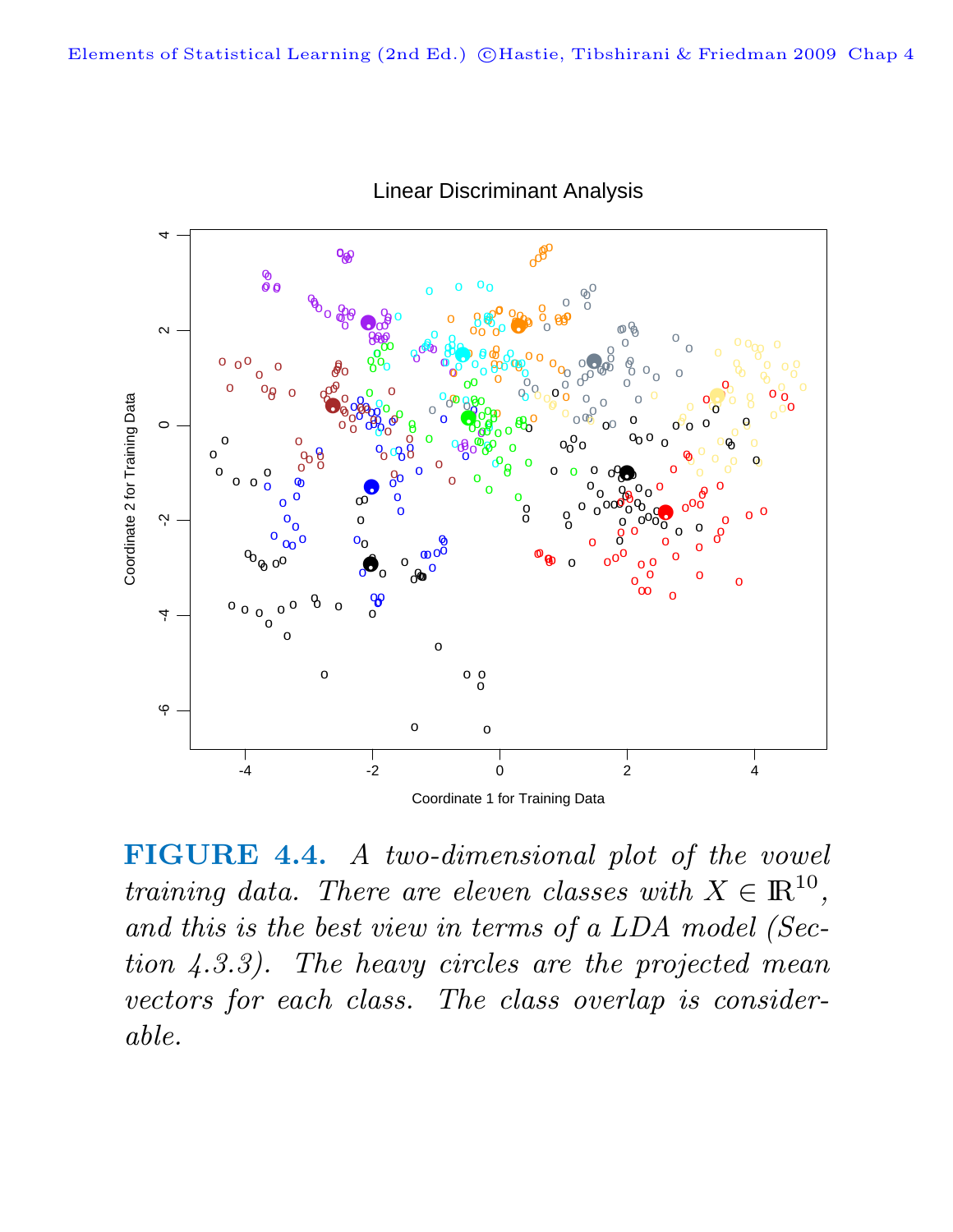**FIGURE 4.4.** *A two-dimensional plot of the vowel training data. There are eleven classes with $X \in \mathbb{R}^{10}$, and this is the best view in terms of a LDA model (Section 4.3.3). The heavy circles are the projected mean vectors for each class. The class overlap is considerable.*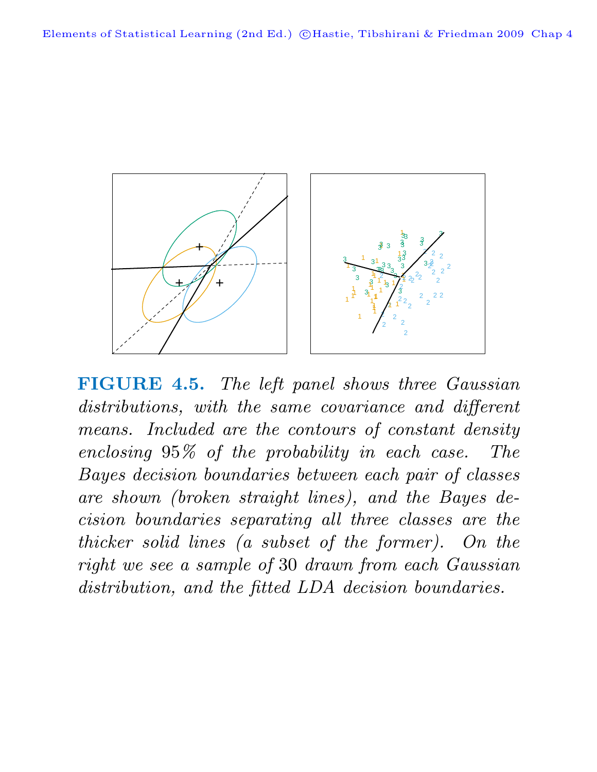**FIGURE 4.5.** *The left panel shows three Gaussian distributions, with the same covariance and different means. Included are the contours of constant density enclosing 95% of the probability in each case. The Bayes decision boundaries between each pair of classes are shown (broken straight lines), and the Bayes decision boundaries separating all three classes are the thicker solid lines (a subset of the former). On the right we see a sample of 30 drawn from each Gaussian distribution, and the fitted LDA decision boundaries.*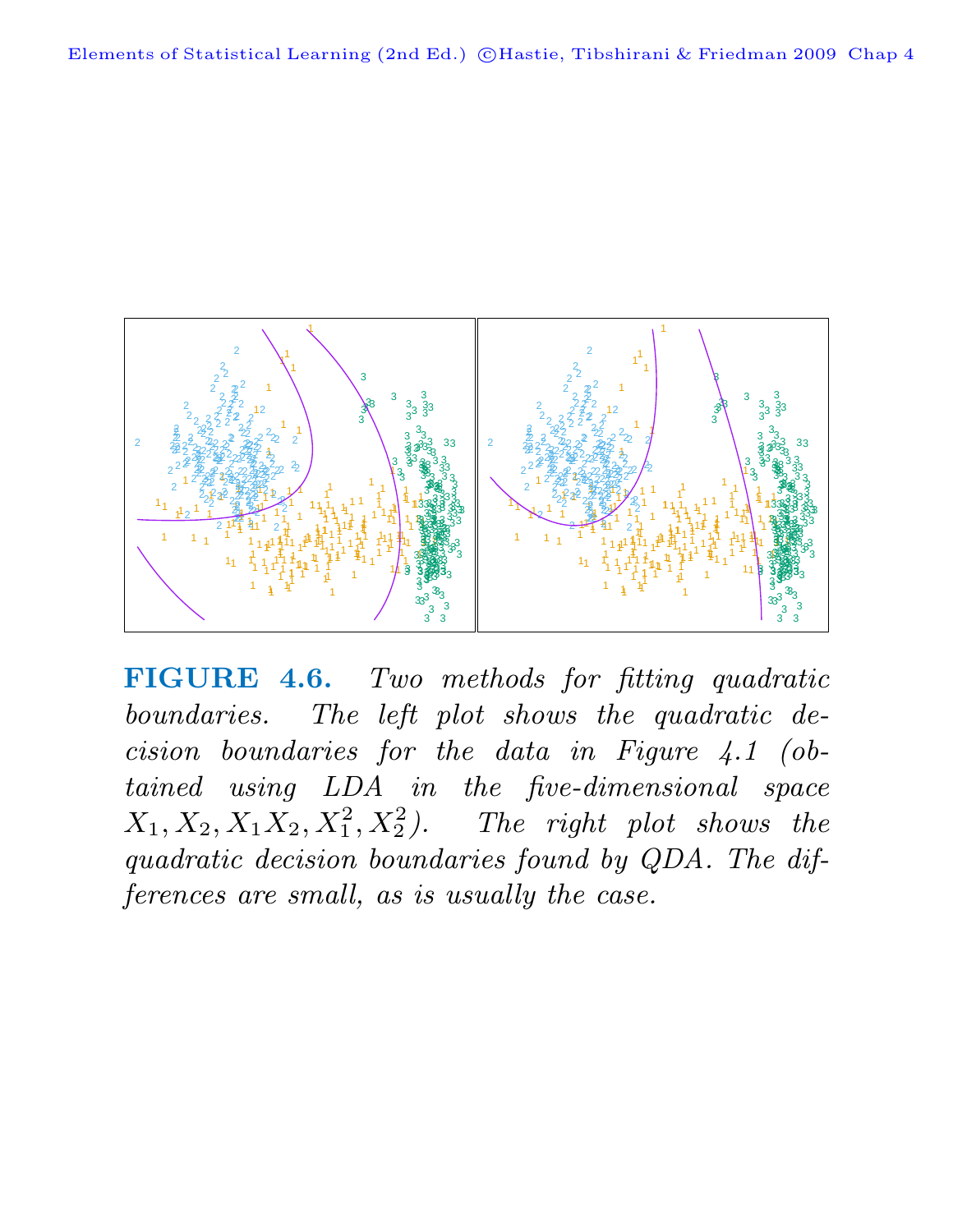**FIGURE 4.6.** *Two methods for fitting quadratic boundaries. The left plot shows the quadratic decision boundaries for the data in Figure 4.1 (obtained using LDA in the five-dimensional space $X_1, X_2, X_1X_2, X_1^2, X_2^2$). The right plot shows the quadratic decision boundaries found by QDA. The differences are small, as is usually the case.*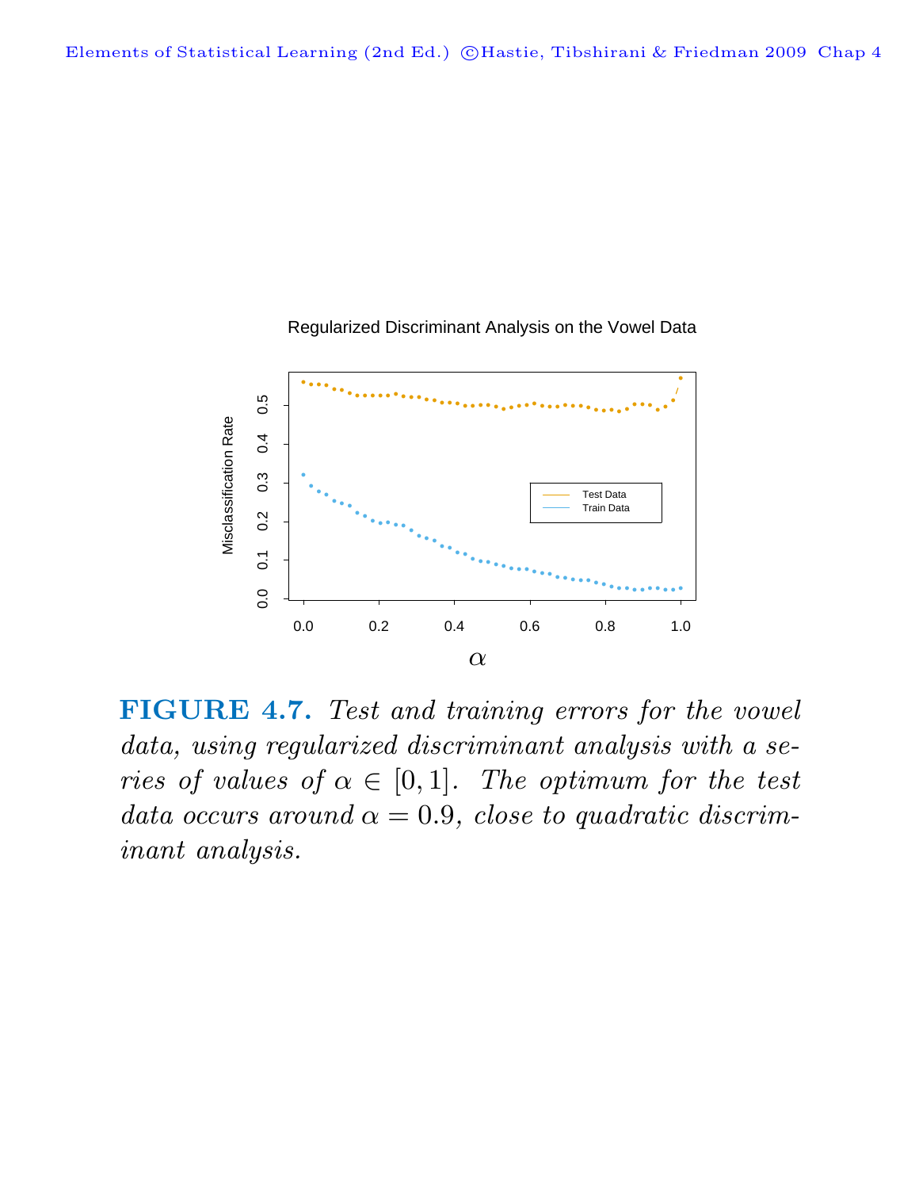**FIGURE 4.7.** *Test and training errors for the vowel data, using regularized discriminant analysis with a series of values of $\alpha \in [0, 1]$. The optimum for the test data occurs around $\alpha = 0.9$, close to quadratic discriminant analysis.*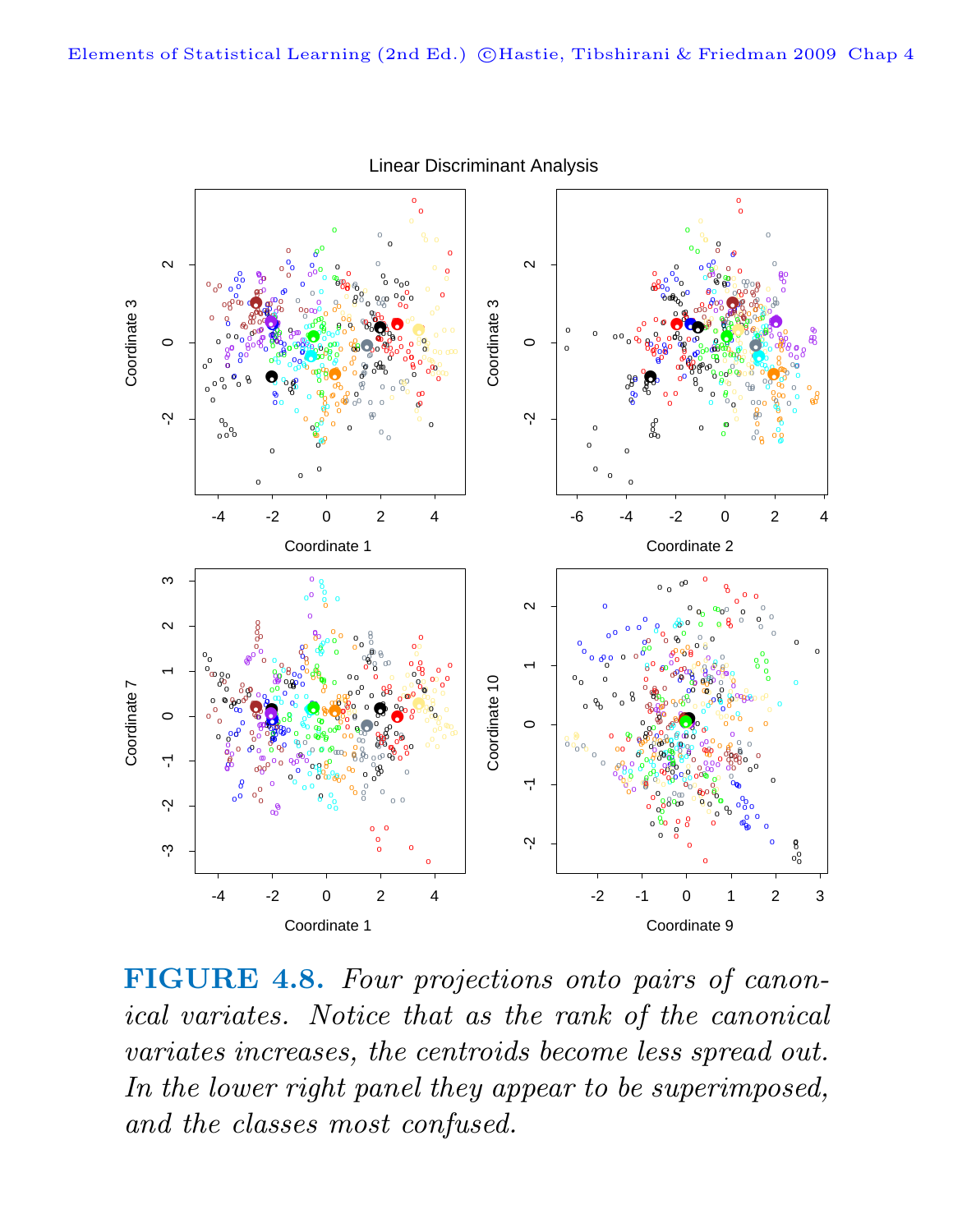**FIGURE 4.8.** *Four projections onto pairs of canonical variates. Notice that as the rank of the canonical variates increases, the centroids become less spread out. In the lower right panel they appear to be superimposed, and the classes most confused.*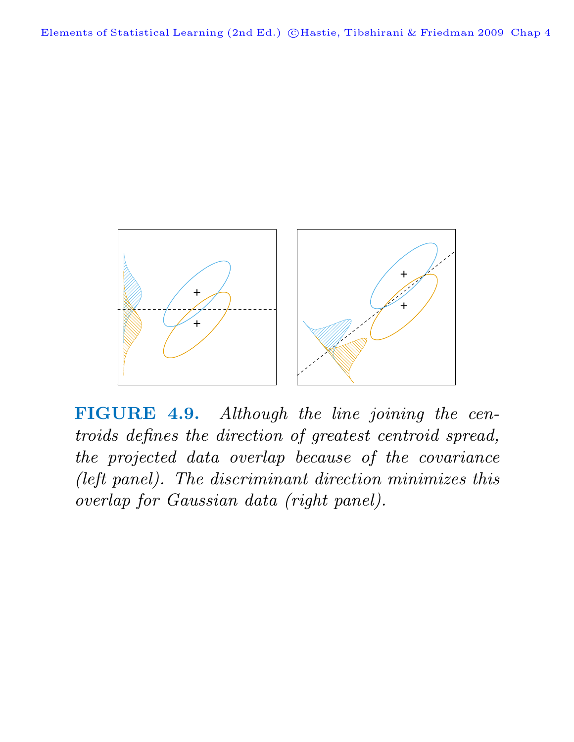**FIGURE 4.9.** *Although the line joining the centroids defines the direction of greatest centroid spread, the projected data overlap because of the covariance (left panel). The discriminant direction minimizes this overlap for Gaussian data (right panel).*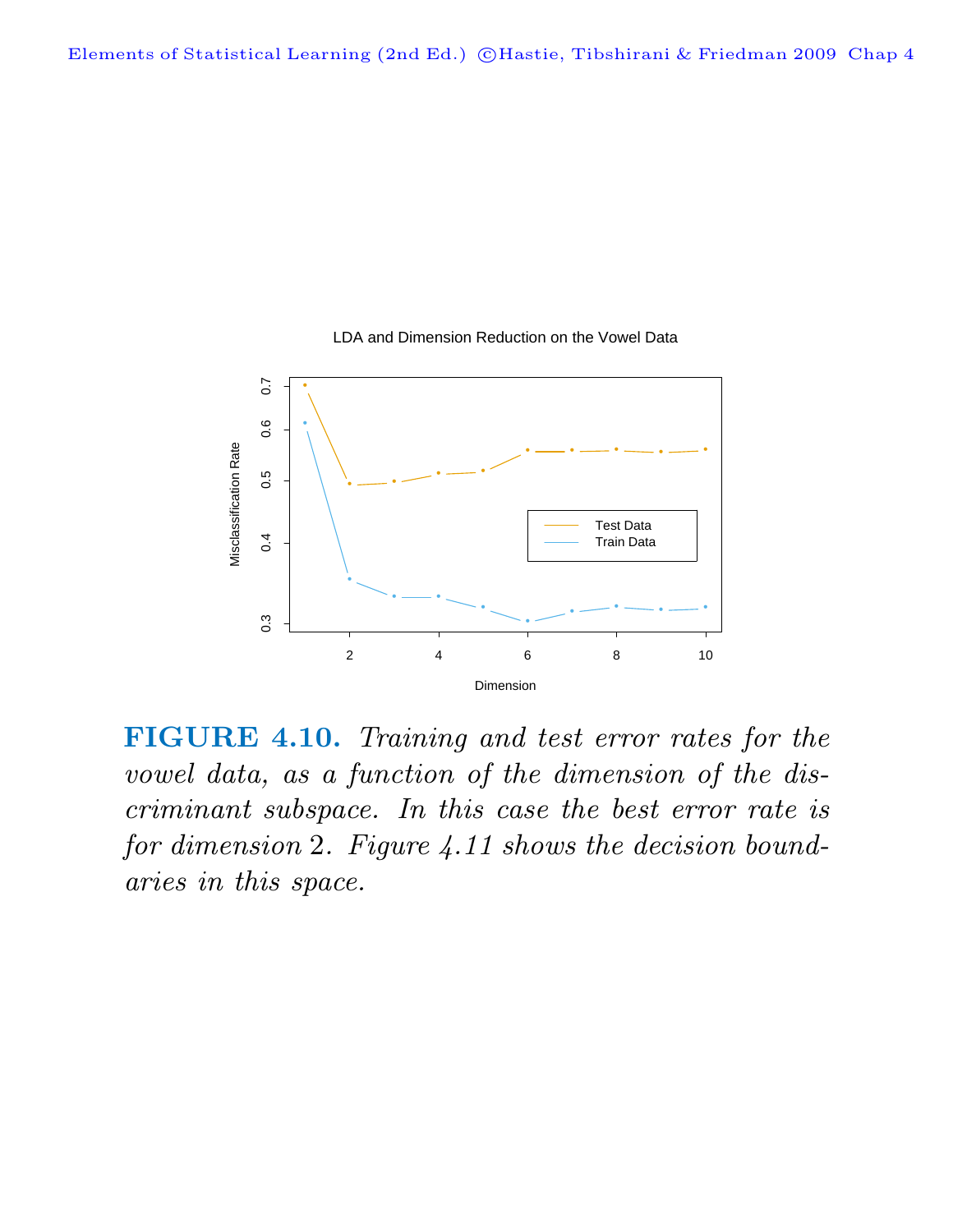**FIGURE 4.10.** *Training and test error rates for the vowel data, as a function of the dimension of the discriminant subspace. In this case the best error rate is for dimension* 2*. Figure 4.11 shows the decision boundaries in this space.*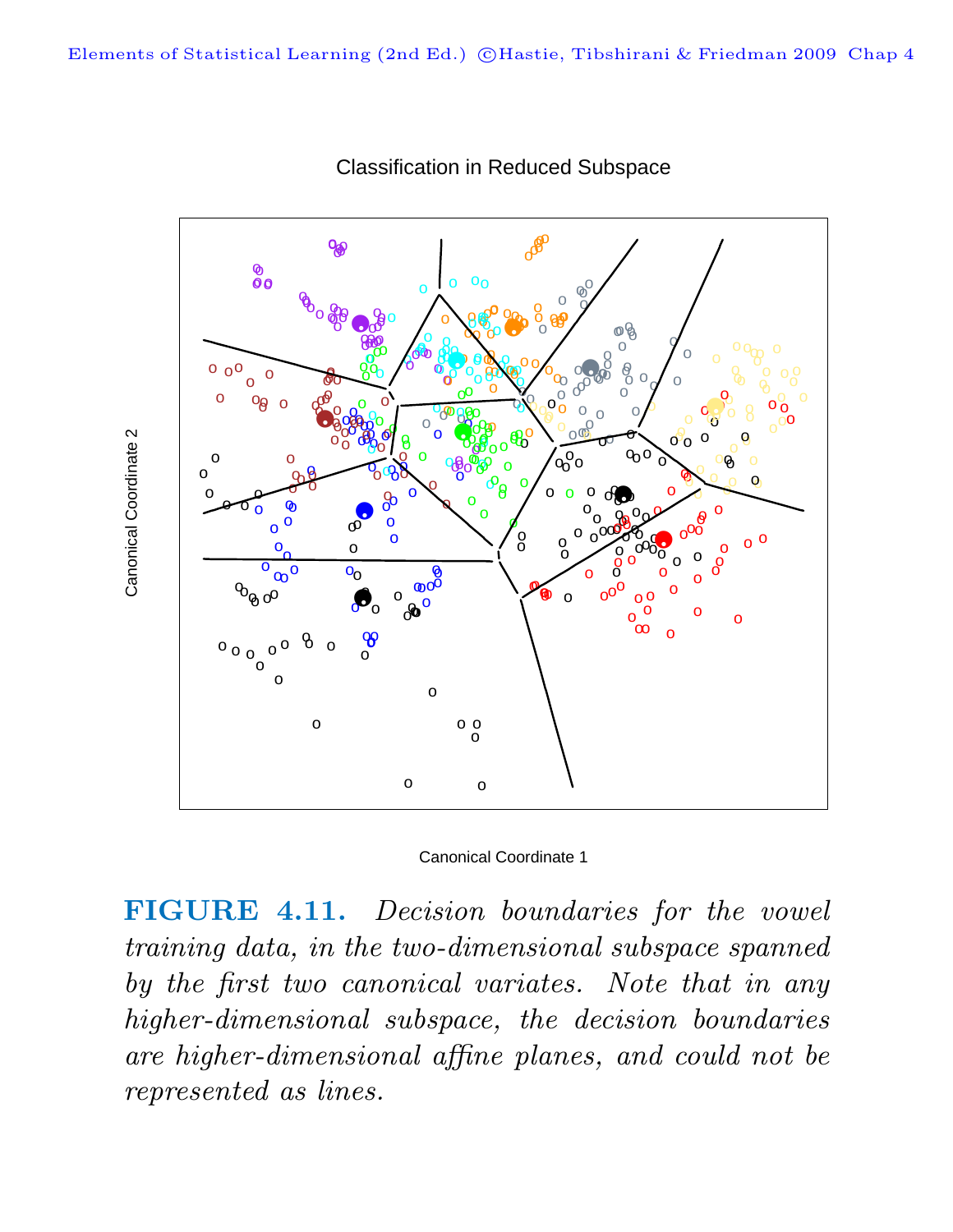Classification in Reduced Subspace

Canonical Coordinate 1

Canonical Coordinate 2

**FIGURE 4.11.** *Decision boundaries for the vowel training data, in the two-dimensional subspace spanned by the first two canonical variates. Note that in any higher-dimensional subspace, the decision boundaries are higher-dimensional affine planes, and could not be represented as lines.*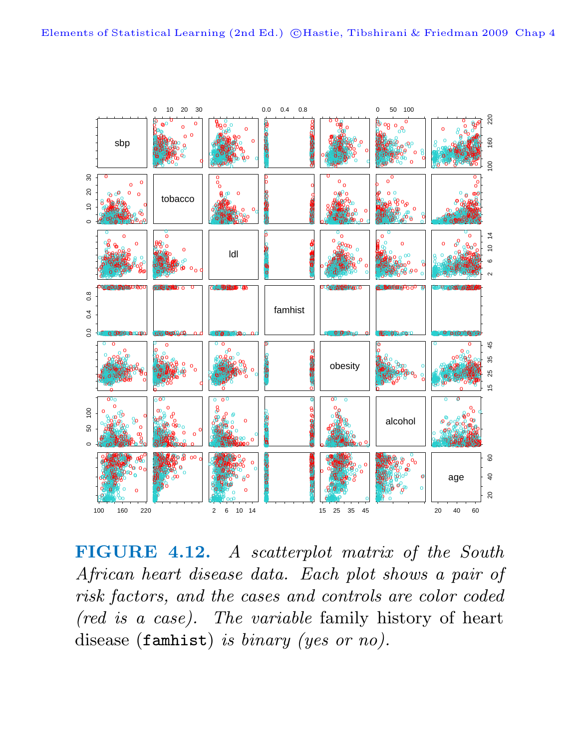**FIGURE 4.12.** *A scatterplot matrix of the South African heart disease data. Each plot shows a pair of risk factors, and the cases and controls are color coded (red is a case). The variable* family history of heart disease (`famhist`) *is binary (yes or no).*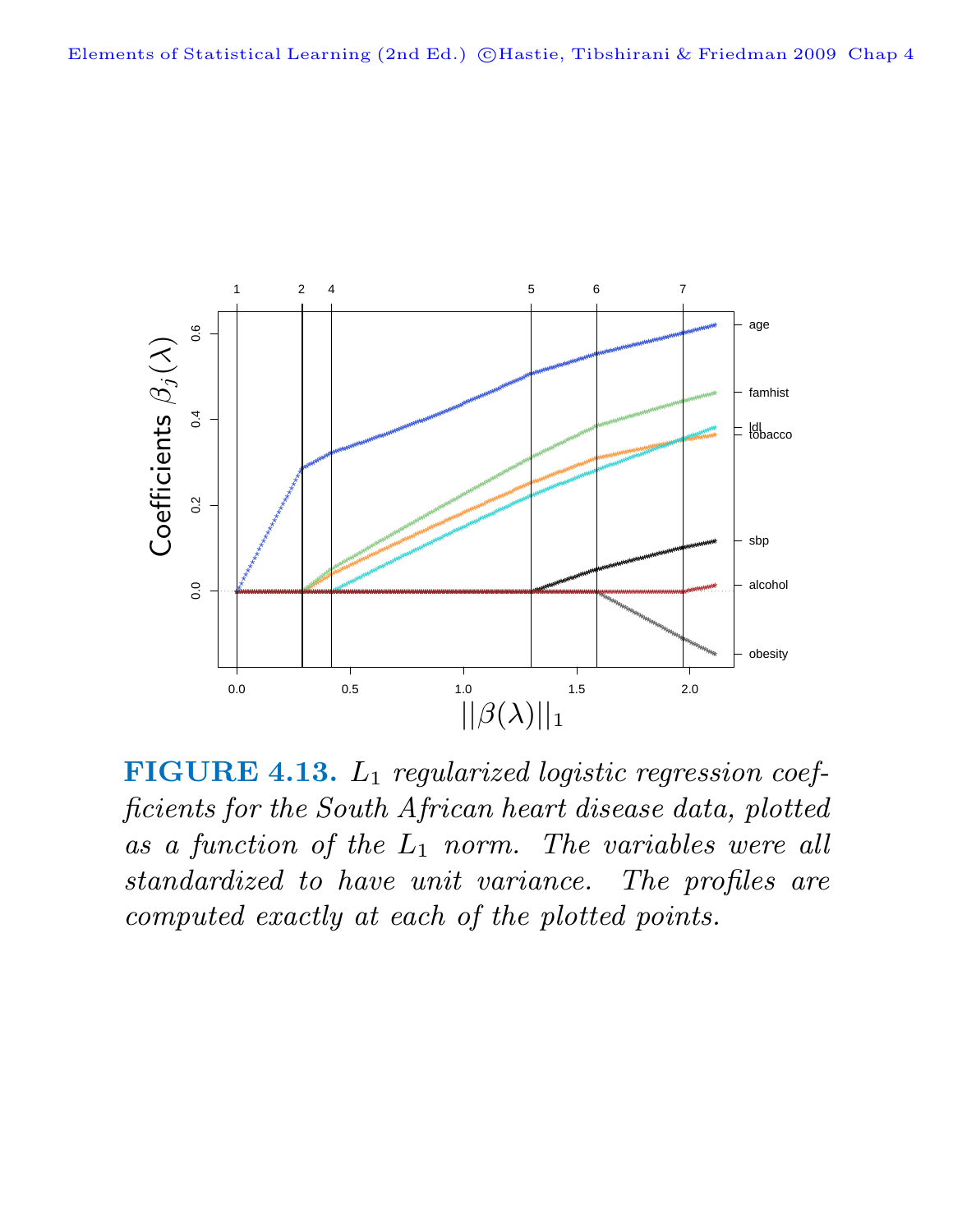**FIGURE 4.13.** *$L_1$ regularized logistic regression coefficients for the South African heart disease data, plotted as a function of the $L_1$ norm. The variables were all standardized to have unit variance. The profiles are computed exactly at each of the plotted points.*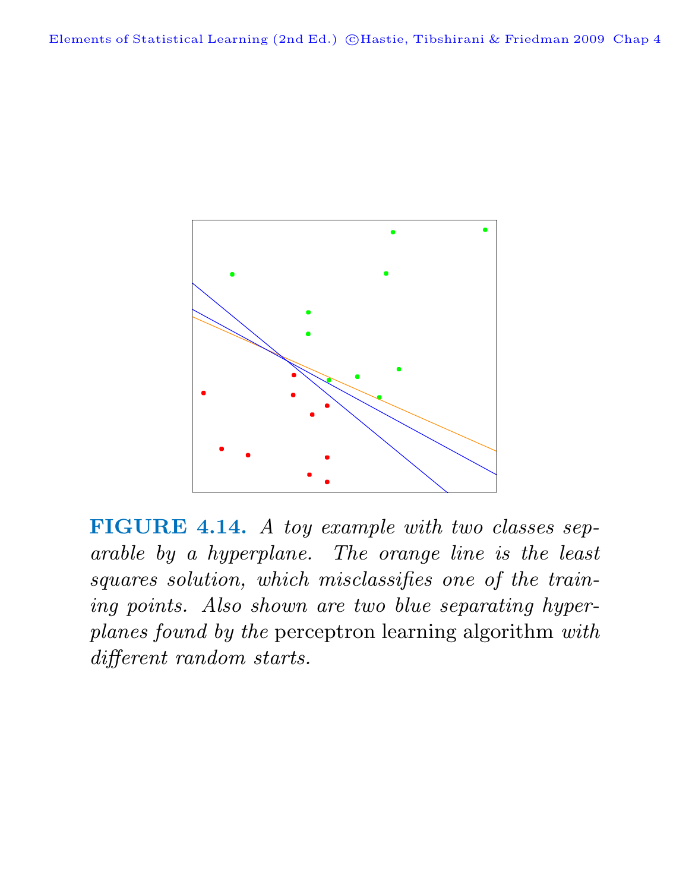**FIGURE 4.14.** *A toy example with two classes separable by a hyperplane. The orange line is the least squares solution, which misclassifies one of the training points. Also shown are two blue separating hyperplanes found by the* perceptron learning algorithm *with different random starts.*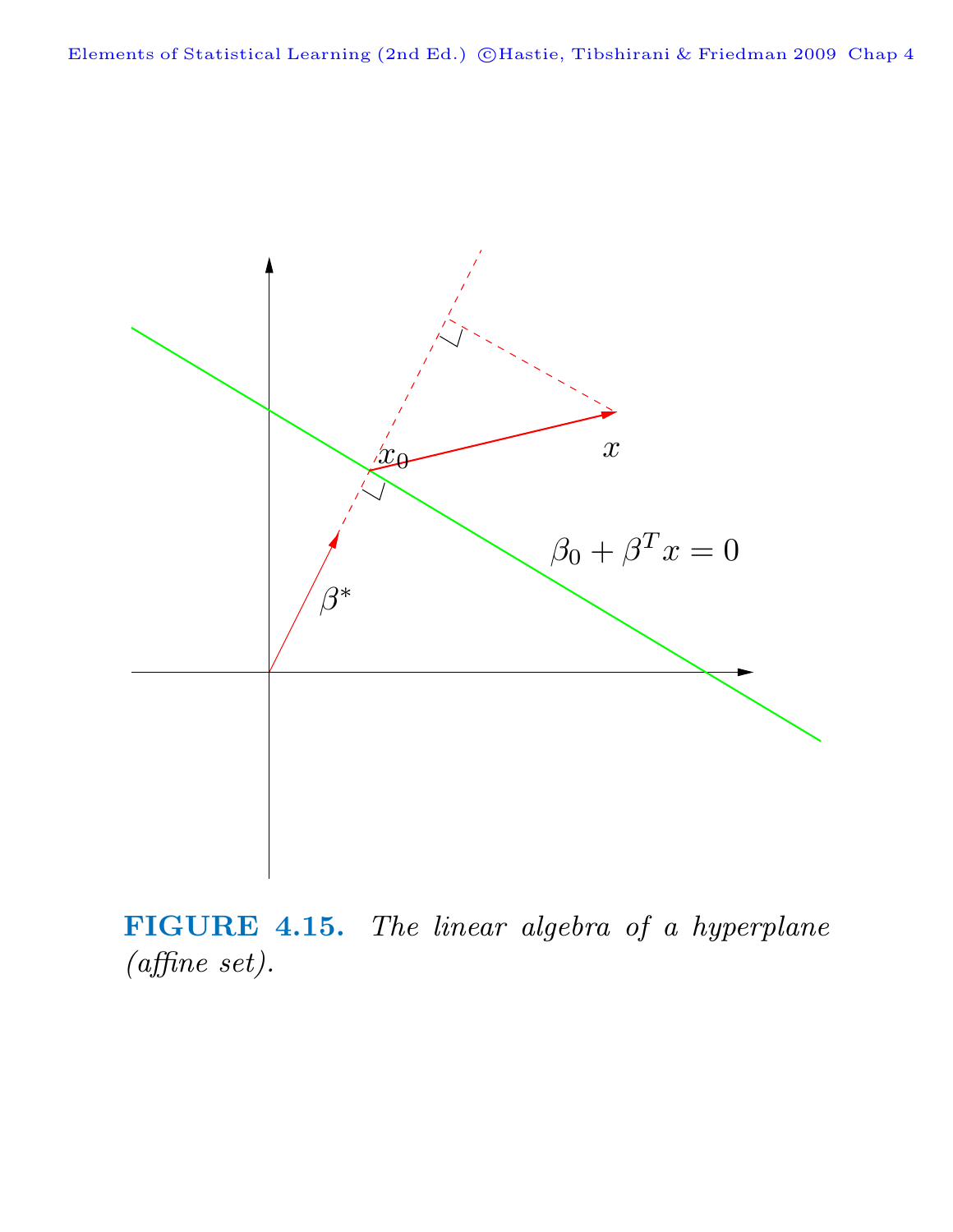**FIGURE 4.15.** *The linear algebra of a hyperplane (affine set).*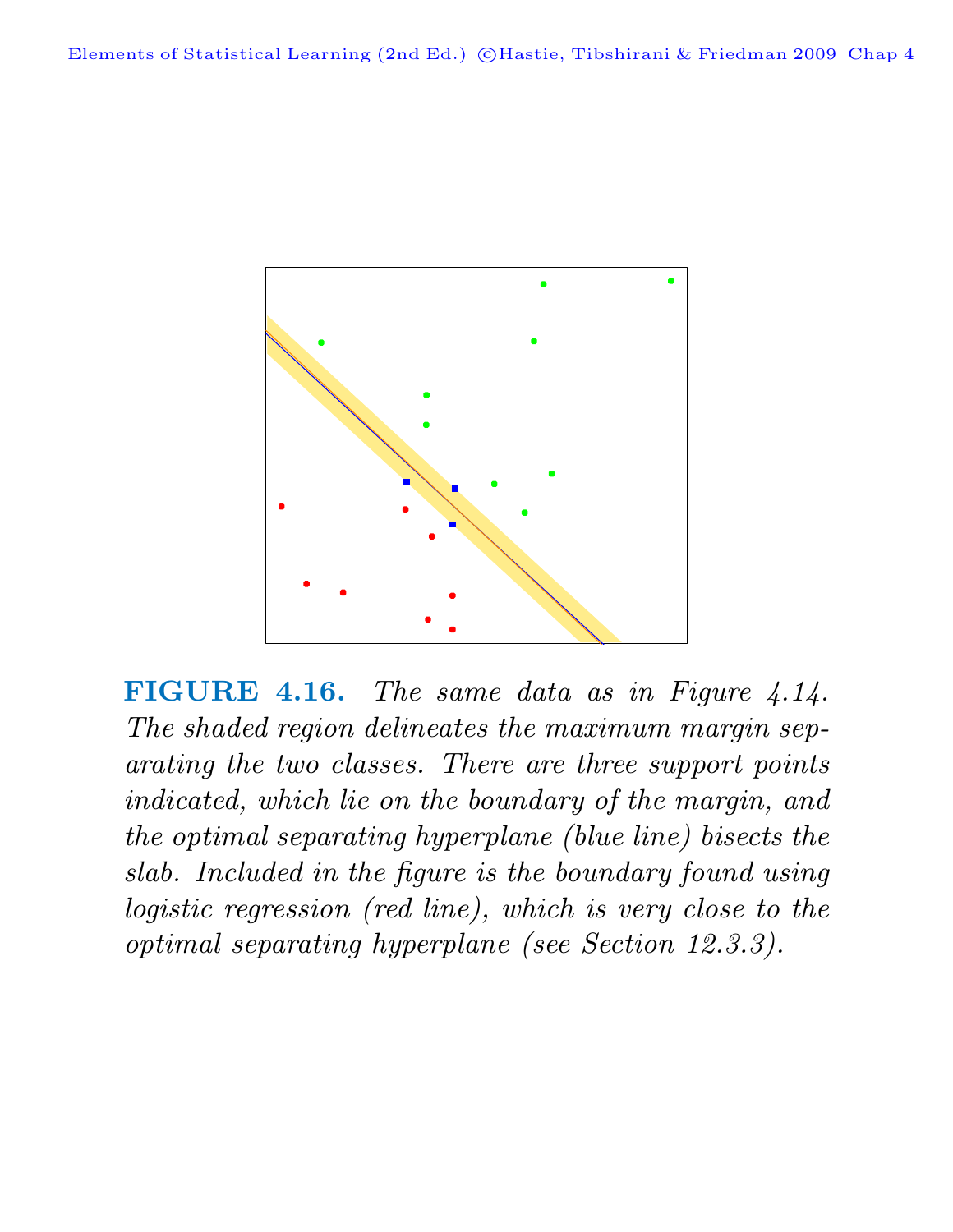**FIGURE 4.16.** *The same data as in Figure 4.14. The shaded region delineates the maximum margin separating the two classes. There are three support points indicated, which lie on the boundary of the margin, and the optimal separating hyperplane (blue line) bisects the slab. Included in the figure is the boundary found using logistic regression (red line), which is very close to the optimal separating hyperplane (see Section 12.3.3).*